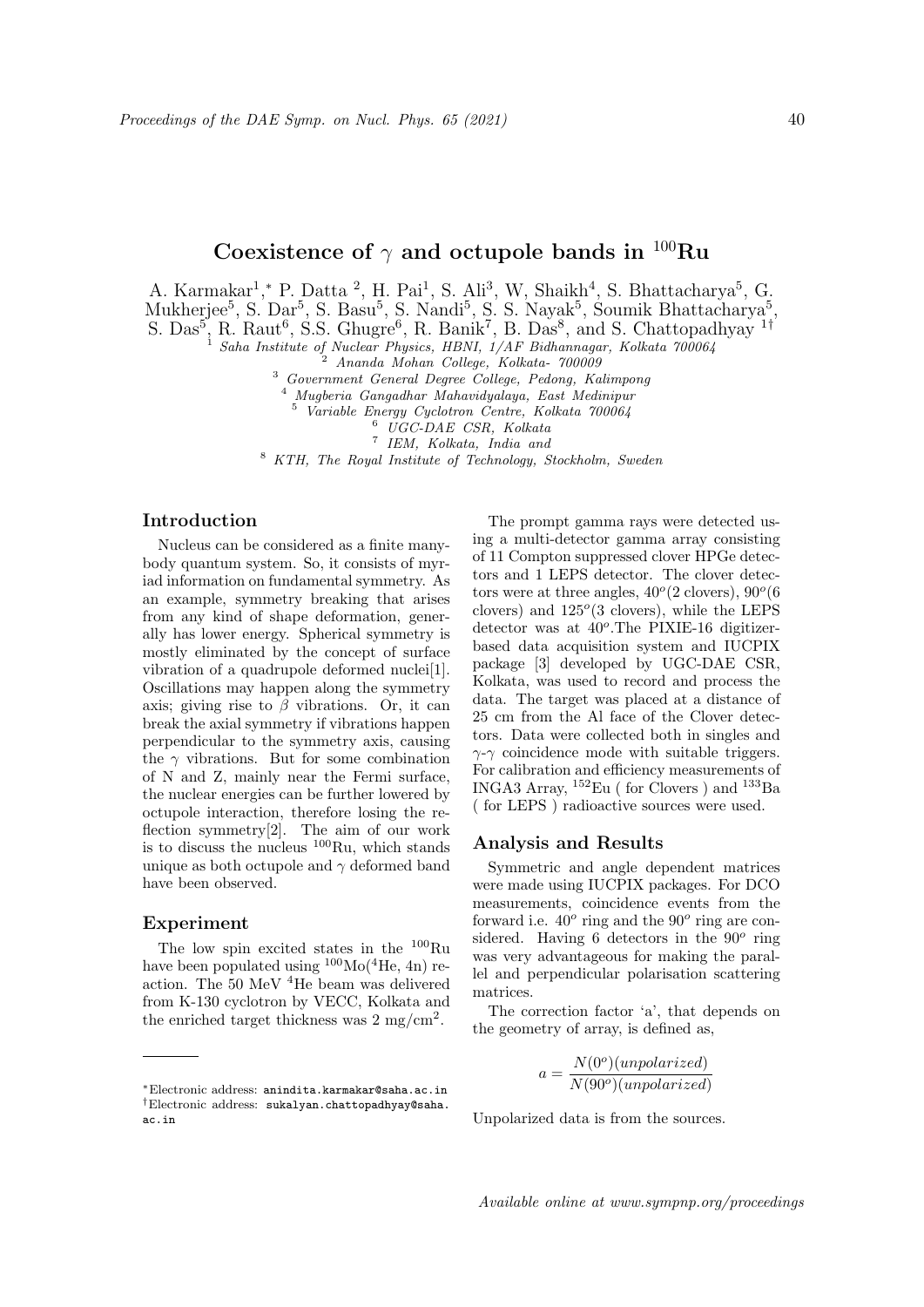# Coexistence of $\gamma$ and octupole bands in $^{100}$Ru

A. Karmakar[1],* P. Datta [2], H. Pai[1], S. Ali[3], W, Shaikh[4], S. Bhattacharya[5], G. Mukherjee[5], S. Dar[5], S. Basu[5], S. Nandi[5], S. S. Nayak[5], Soumik Bhattacharya[5], S. Das[5], R. Raut[6], S.S. Ghugre[6], R. Banik[7], B. Das[8], and S. Chattopadhyay [1†]

[1] *Saha Institute of Nuclear Physics, HBNI, 1/AF Bidhannagar, Kolkata 700064*
[2] *Ananda Mohan College, Kolkata- 700009*
[3] *Government General Degree College, Pedong, Kalimpong*
[4] *Mugberia Gangadhar Mahavidyalaya, East Medinipur*
[5] *Variable Energy Cyclotron Centre, Kolkata 700064*
[6] *UGC-DAE CSR, Kolkata*
[7] *IEM, Kolkata, India and*
[8] *KTH, The Royal Institute of Technology, Stockholm, Sweden*

## Introduction

Nucleus can be considered as a finite many-body quantum system. So, it consists of myriad information on fundamental symmetry. As an example, symmetry breaking that arises from any kind of shape deformation, generally has lower energy. Spherical symmetry is mostly eliminated by the concept of surface vibration of a quadrupole deformed nuclei[1]. Oscillations may happen along the symmetry axis; giving rise to $\beta$ vibrations. Or, it can break the axial symmetry if vibrations happen perpendicular to the symmetry axis, causing the $\gamma$ vibrations. But for some combination of N and Z, mainly near the Fermi surface, the nuclear energies can be further lowered by octupole interaction, therefore losing the reflection symmetry[2]. The aim of our work is to discuss the nucleus $^{100}$Ru, which stands unique as both octupole and $\gamma$ deformed band have been observed.

## Experiment

The low spin excited states in the $^{100}$Ru have been populated using $^{100}$Mo($^{4}$He, 4n) reaction. The 50 MeV $^{4}$He beam was delivered from K-130 cyclotron by VECC, Kolkata and the enriched target thickness was 2 mg/cm$^2$.

The prompt gamma rays were detected using a multi-detector gamma array consisting of 11 Compton suppressed clover HPGe detectors and 1 LEPS detector. The clover detectors were at three angles, $40^o$(2 clovers), $90^o$(6 clovers) and $125^o$(3 clovers), while the LEPS detector was at $40^o$.The PIXIE-16 digitizer-based data acquisition system and IUCPIX package [3] developed by UGC-DAE CSR, Kolkata, was used to record and process the data. The target was placed at a distance of 25 cm from the Al face of the Clover detectors. Data were collected both in singles and $\gamma$-$\gamma$ coincidence mode with suitable triggers. For calibration and efficiency measurements of INGA3 Array, $^{152}$Eu ( for Clovers ) and $^{133}$Ba ( for LEPS ) radioactive sources were used.

## Analysis and Results

Symmetric and angle dependent matrices were made using IUCPIX packages. For DCO measurements, coincidence events from the forward i.e. $40^o$ ring and the $90^o$ ring are considered. Having 6 detectors in the $90^o$ ring was very advantageous for making the parallel and perpendicular polarisation scattering matrices.

The correction factor 'a', that depends on the geometry of array, is defined as,

$$a = \frac{N(0^o)(unpolarized)}{N(90^o)(unpolarized)}$$

Unpolarized data is from the sources.

*Electronic address: anindita.karmakar@saha.ac.in
†Electronic address: sukalyan.chattopadhyay@saha.ac.in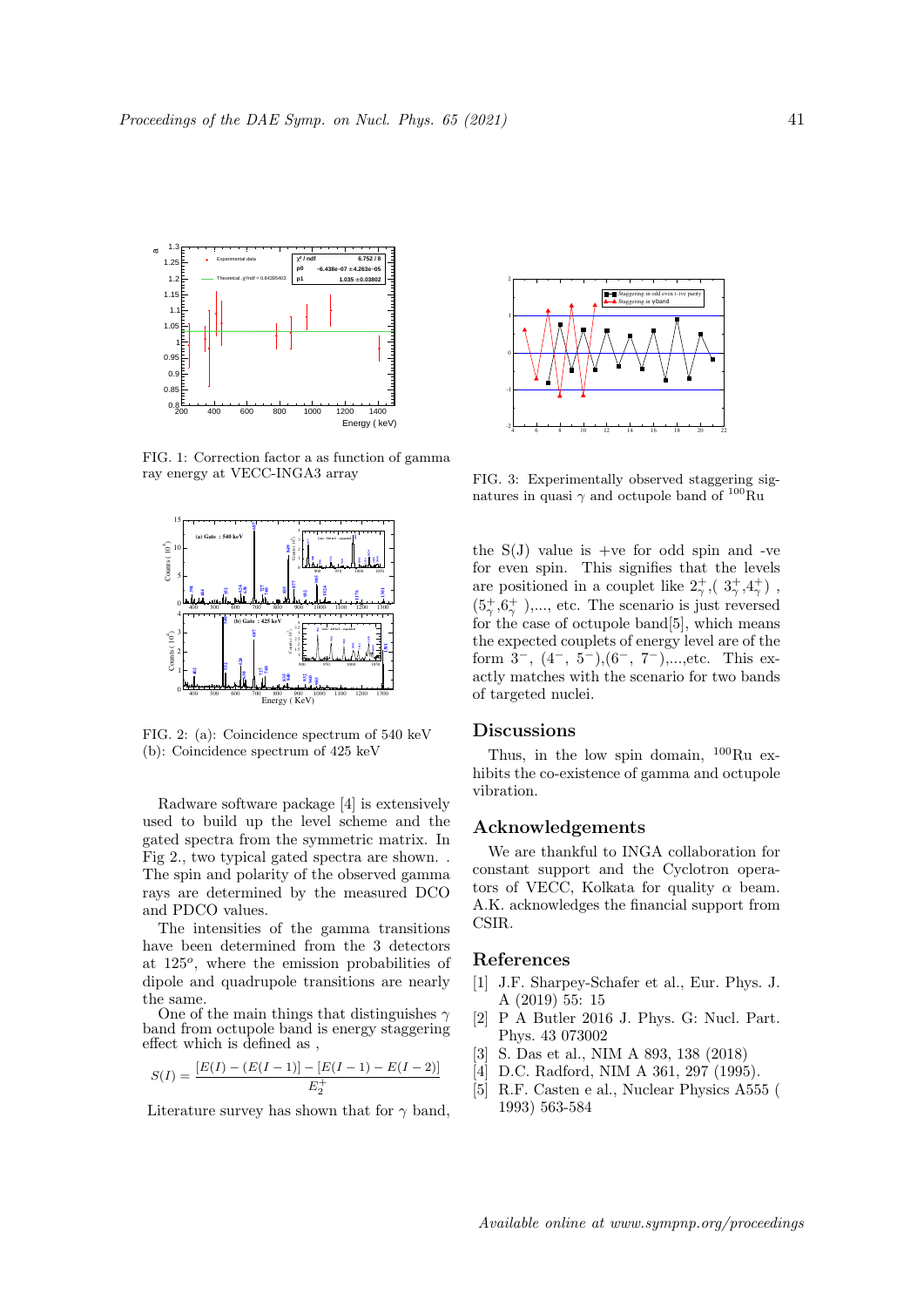a

Experimental data

Theoretical ,χ²/ndf = 0.84395403

χ² / ndf 6.752 / 8

p0 -6.438e-07 ±4.263e-05

p1 1.035 ±0.03802

Energy ( keV)

FIG. 1: Correction factor a as function of gamma ray energy at VECC-INGA3 array

(a) Gate : 540 keV

(b) Gate : 425 keV

Counts ( $10^3$)

Energy ( KeV)

FIG. 2: (a): Coincidence spectrum of 540 keV (b): Coincidence spectrum of 425 keV

Radware software package [4] is extensively used to build up the level scheme and the gated spectra from the symmetric matrix. In Fig 2., two typical gated spectra are shown. . The spin and polarity of the observed gamma rays are determined by the measured DCO and PDCO values.

The intensities of the gamma transitions have been determined from the 3 detectors at $125^o$, where the emission probabilities of dipole and quadrupole transitions are nearly the same.

One of the main things that distinguishes $\gamma$ band from octupole band is energy staggering effect which is defined as ,

$$S(I) = \frac{[E(I) - (E(I-1)] - [E(I-1) - E(I-2)]}{E_2^+}$$

Literature survey has shown that for $\gamma$ band,

Staggering in odd even (-)ve parity

Staggering in γband

FIG. 3: Experimentally observed staggering signatures in quasi $\gamma$ and octupole band of $^{100}$Ru

the S(J) value is +ve for odd spin and -ve for even spin. This signifies that the levels are positioned in a couplet like $2^+_\gamma$,( $3^+_\gamma$,$4^+_\gamma$) , ($5^+_\gamma$,$6^+_\gamma$ ),...., etc. The scenario is just reversed for the case of octupole band[5], which means the expected couplets of energy level are of the form $3^-$, ($4^-$, $5^-$),($6^-$, $7^-$),...,etc. This exactly matches with the scenario for two bands of targeted nuclei.

## Discussions

Thus, in the low spin domain, $^{100}$Ru exhibits the co-existence of gamma and octupole vibration.

## Acknowledgements

We are thankful to INGA collaboration for constant support and the Cyclotron operators of VECC, Kolkata for quality $\alpha$ beam. A.K. acknowledges the financial support from CSIR.

## References

[1] J.F. Sharpey-Schafer et al., Eur. Phys. J. A (2019) 55: 15

[2] P A Butler 2016 J. Phys. G: Nucl. Part. Phys. 43 073002

[3] S. Das et al., NIM A 893, 138 (2018)

[4] D.C. Radford, NIM A 361, 297 (1995).

[5] R.F. Casten e al., Nuclear Physics A555 ( 1993) 563-584